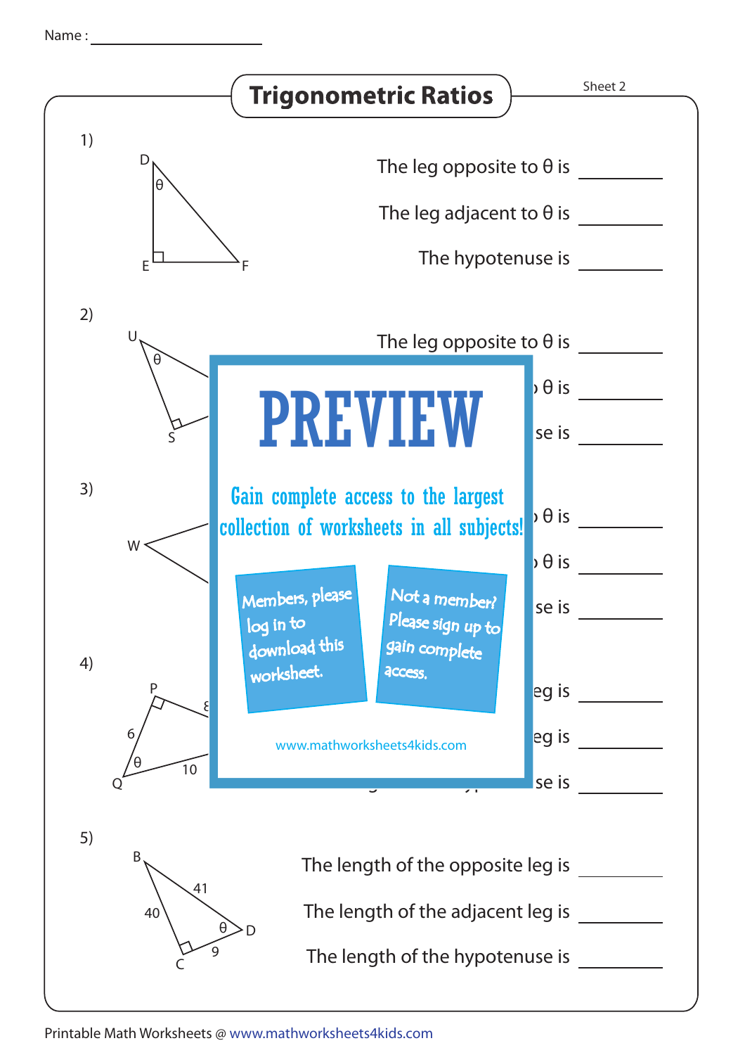Name : ____________

# Trigonometric Ratios

Sheet 2

1) D, E, F (right angle at E, $\theta$ at D)

The leg opposite to $\theta$ is ________

The leg adjacent to $\theta$ is ________

The hypotenuse is ________

2) U, S (right angle at S, $\theta$ at U)

The leg opposite to $\theta$ is ________

θ is ________

se is ________

3) W

θ is ________

θ is ________

se is ________

4) P, Q (right angle at P, $\theta$ at Q); PQ = 6, QR = 10, 8

eg is ________

eg is ________

se is ________

5) B, C, D (right angle at C, $\theta$ at D); BC = 40, BD = 41, CD = 9

The length of the opposite leg is ________

The length of the adjacent leg is ________

The length of the hypotenuse is ________

PREVIEW

Gain complete access to the largest collection of worksheets in all subjects!

Members, please log in to download this worksheet.

Not a member? Please sign up to gain complete access.

www.mathworksheets4kids.com

Printable Math Worksheets @ www.mathworksheets4kids.com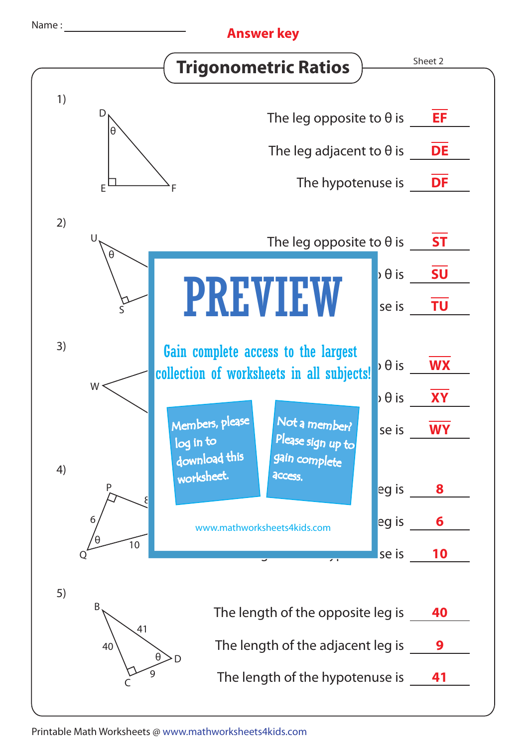Name : ____________________

**Answer key**

# Trigonometric Ratios

Sheet 2

1) D, θ, E, F

The leg opposite to θ is $\overline{EF}$

The leg adjacent to θ is $\overline{DE}$

The hypotenuse is $\overline{DF}$

2) U, θ, S

The leg opposite to θ is $\overline{ST}$

θ is $\overline{SU}$

se is $\overline{TU}$

3) W

θ is $\overline{WX}$

θ is $\overline{XY}$

se is $\overline{WY}$

4) P, 6, θ, Q, 10, 8

eg is **8**

eg is **6**

se is **10**

PREVIEW

Gain complete access to the largest collection of worksheets in all subjects!

Members, please log in to download this worksheet.

Not a member? Please sign up to gain complete access.

www.mathworksheets4kids.com

5) B, 41, 40, θ, D, C, 9

The length of the opposite leg is **40**

The length of the adjacent leg is **9**

The length of the hypotenuse is **41**

Printable Math Worksheets @ www.mathworksheets4kids.com